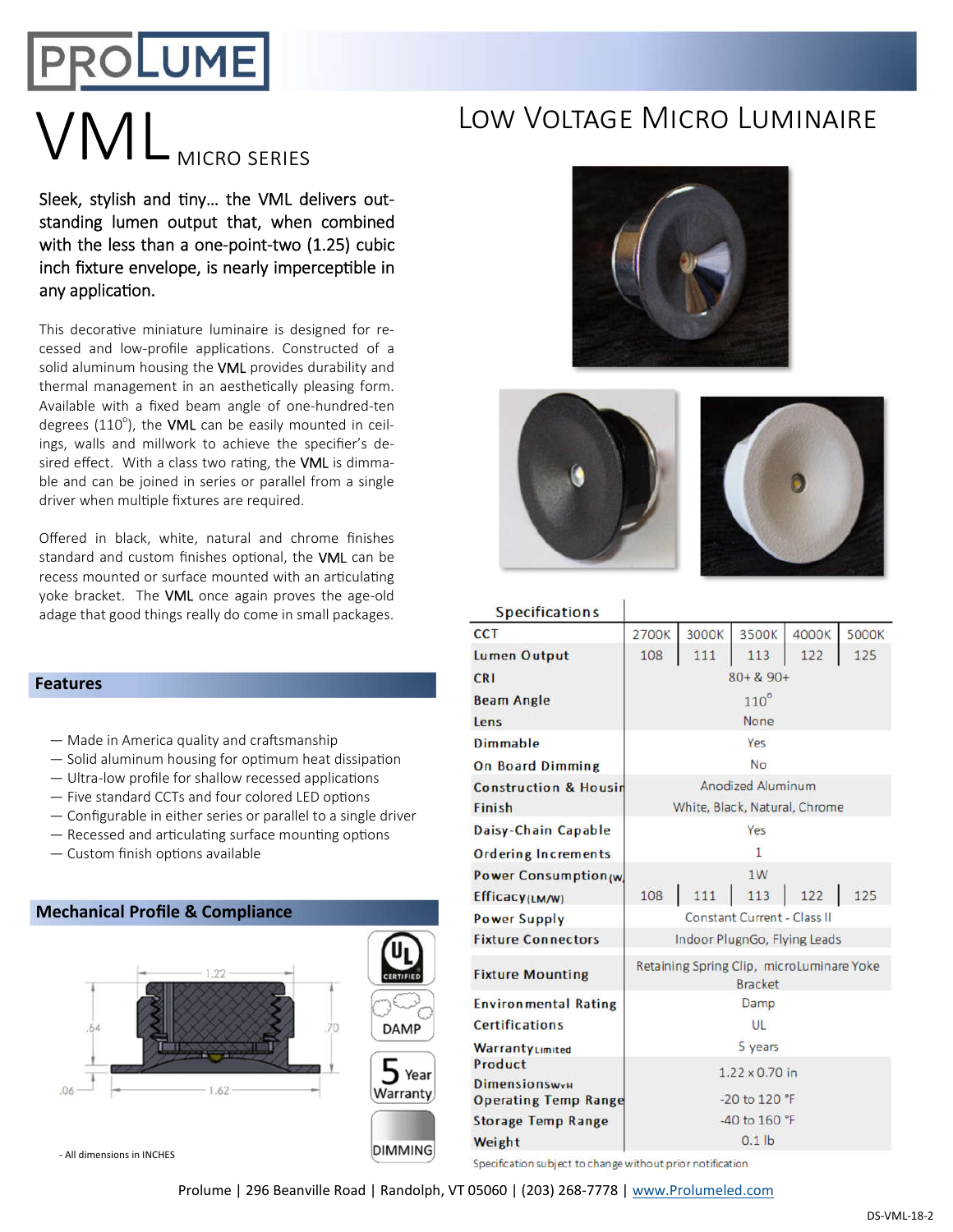# VML MICRO SERIES

## Low Voltage Micro Luminaire

**Sleek, stylish and tiny… the VML delivers outstanding lumen output that, when combined with the less than a one-point-two (1.25) cubic inch fixture envelope, is nearly imperceptible in any application.**

This decorative miniature luminaire is designed for recessed and low-profile applications. Constructed of a solid aluminum housing the VML provides durability and thermal management in an aesthetically pleasing form. Available with a fixed beam angle of one-hundred-ten degrees (110°), the VML can be easily mounted in ceilings, walls and millwork to achieve the specifier's desired effect. With a class two rating, the VML is dimmable and can be joined in series or parallel from a single driver when multiple fixtures are required.

Offered in black, white, natural and chrome finishes standard and custom finishes optional, the VML can be recess mounted or surface mounted with an articulating yoke bracket. The VML once again proves the age-old adage that good things really do come in small packages.

## Features

- Made in America quality and craftsmanship
- Solid aluminum housing for optimum heat dissipation
- Ultra-low profile for shallow recessed applications
- Five standard CCTs and four colored LED options
- Configurable in either series or parallel to a single driver
- Recessed and articulating surface mounting options
- Custom finish options available

## Mechanical Profile & Compliance

1.22 | .64 | .70 | .06 | 1.62

UL CERTIFIED | DAMP | 5 Year Warranty | DIMMING

- All dimensions in INCHES

## Specifications

| Specifications | | | | | |
|---|---|---|---|---|---|
| CCT | 2700K | 3000K | 3500K | 4000K | 5000K |
| Lumen Output | 108 | 111 | 113 | 122 | 125 |
| CRI | 80+ & 90+ | | | | |
| Beam Angle | 110° | | | | |
| Lens | None | | | | |
| Dimmable | Yes | | | | |
| On Board Dimming | No | | | | |
| Construction & Housing | Anodized Aluminum | | | | |
| Finish | White, Black, Natural, Chrome | | | | |
| Daisy-Chain Capable | Yes | | | | |
| Ordering Increments | 1 | | | | |
| Power Consumption (W) | 1W | | | | |
| Efficacy (LM/W) | 108 | 111 | 113 | 122 | 125 |
| Power Supply | Constant Current - Class II | | | | |
| Fixture Connectors | Indoor PlugnGo, Flying Leads | | | | |
| Fixture Mounting | Retaining Spring Clip, microLuminare Yoke Bracket | | | | |
| Environmental Rating | Damp | | | | |
| Certifications | UL | | | | |
| Warranty Limited | 5 years | | | | |
| Product Dimensions WxH | 1.22 x 0.70 in | | | | |
| Operating Temp Range | -20 to 120 °F | | | | |
| Storage Temp Range | -40 to 160 °F | | | | |
| Weight | 0.1 lb | | | | |

Specification subject to change without prior notification

Prolume | 296 Beanville Road | Randolph, VT 05060 | (203) 268-7778 | www.Prolumeled.com

DS-VML-18-2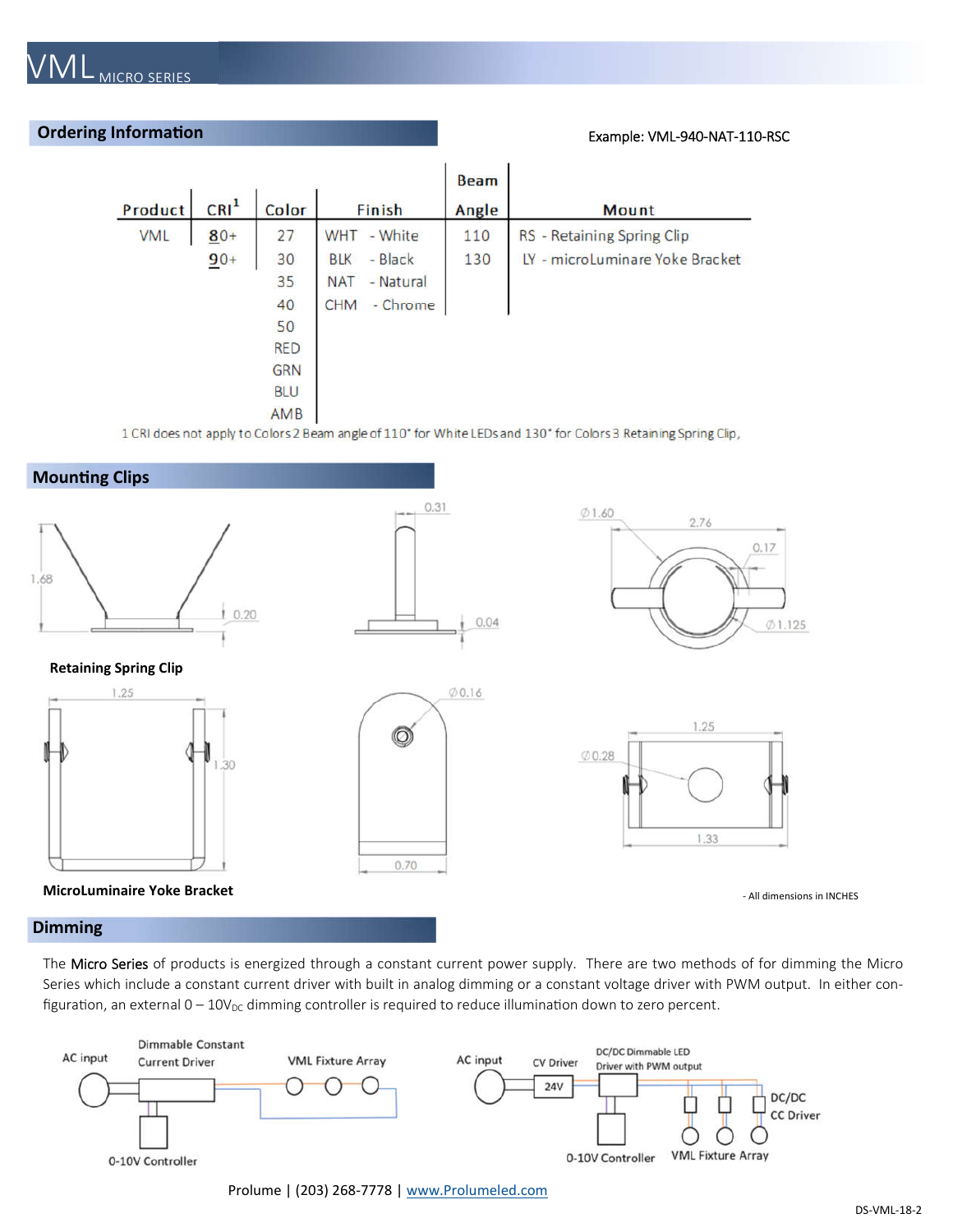# VML MICRO SERIES

## Ordering Information

Example: VML-940-NAT-110-RSC

| Product | CRI[1] | Color | Finish | Beam Angle | Mount |
|---|---|---|---|---|---|
| VML | 80+ | 27 | WHT - White | 110 | RS - Retaining Spring Clip |
| | 90+ | 30 | BLK - Black | 130 | LY - microLuminare Yoke Bracket |
| | | 35 | NAT - Natural | | |
| | | 40 | CHM - Chrome | | |
| | | 50 | | | |
| | | RED | | | |
| | | GRN | | | |
| | | BLU | | | |
| | | AMB | | | |

1 CRI does not apply to Colors 2 Beam angle of 110° for White LEDs and 130° for Colors 3 Retaining Spring Clip,

## Mounting Clips

1.68
0.20
0.31
0.04
Ø1.60
2.76
0.17
Ø1.125

**Retaining Spring Clip**

1.25
1.30
Ø0.16
0.70
1.25
Ø0.28
1.33

**MicroLuminaire Yoke Bracket**

- All dimensions in INCHES

## Dimming

The Micro Series of products is energized through a constant current power supply. There are two methods of for dimming the Micro Series which include a constant current driver with built in analog dimming or a constant voltage driver with PWM output. In either configuration, an external 0 – $10V_{DC}$ dimming controller is required to reduce illumination down to zero percent.

AC input
Dimmable Constant Current Driver
VML Fixture Array
0-10V Controller

AC input
CV Driver
24V
DC/DC Dimmable LED Driver with PWM output
DC/DC CC Driver
0-10V Controller
VML Fixture Array

Prolume | (203) 268-7778 | www.Prolumeled.com

DS-VML-18-2